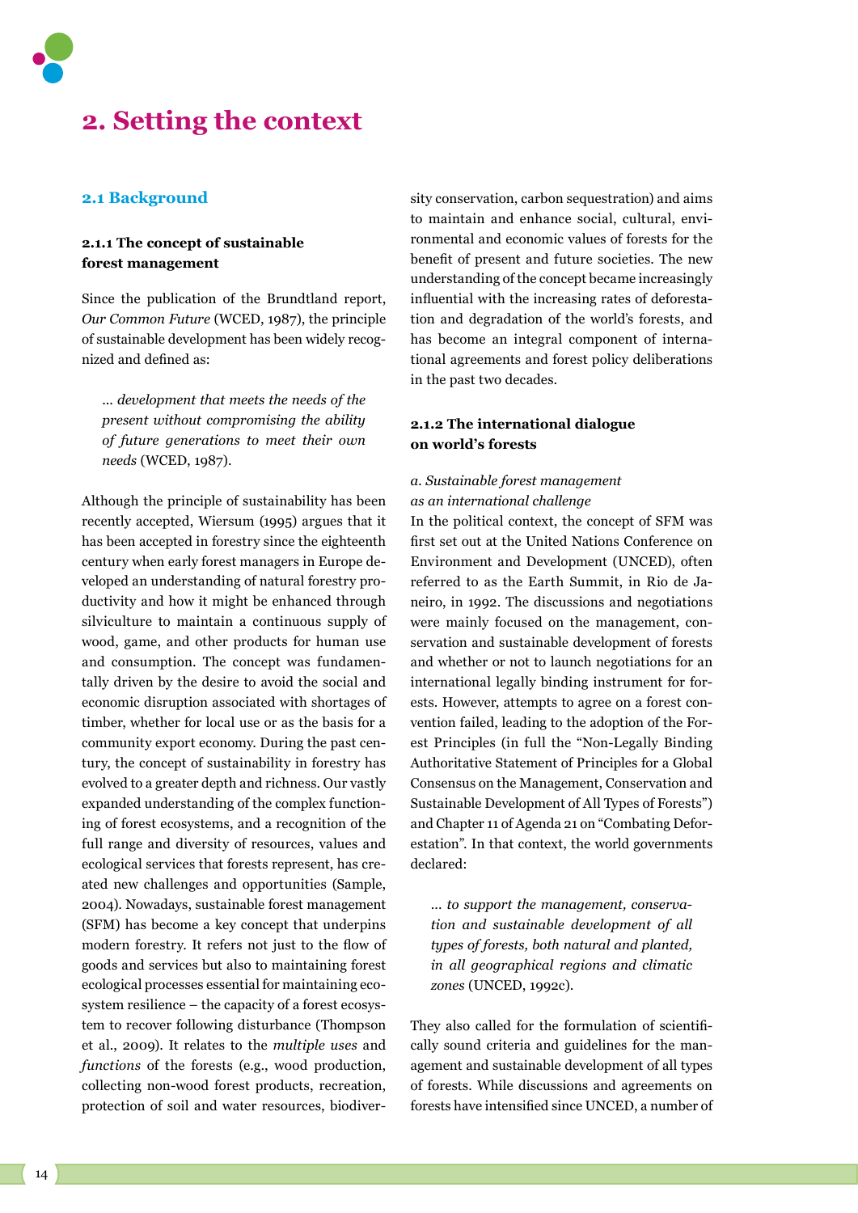# 2. Setting the context

## 2.1 Background

### 2.1.1 The concept of sustainable forest management

Since the publication of the Brundtland report, *Our Common Future* (WCED, 1987), the principle of sustainable development has been widely recognized and defined as:

> *... development that meets the needs of the present without compromising the ability of future generations to meet their own needs* (WCED, 1987).

Although the principle of sustainability has been recently accepted, Wiersum (1995) argues that it has been accepted in forestry since the eighteenth century when early forest managers in Europe developed an understanding of natural forestry productivity and how it might be enhanced through silviculture to maintain a continuous supply of wood, game, and other products for human use and consumption. The concept was fundamentally driven by the desire to avoid the social and economic disruption associated with shortages of timber, whether for local use or as the basis for a community export economy. During the past century, the concept of sustainability in forestry has evolved to a greater depth and richness. Our vastly expanded understanding of the complex functioning of forest ecosystems, and a recognition of the full range and diversity of resources, values and ecological services that forests represent, has created new challenges and opportunities (Sample, 2004). Nowadays, sustainable forest management (SFM) has become a key concept that underpins modern forestry. It refers not just to the flow of goods and services but also to maintaining forest ecological processes essential for maintaining ecosystem resilience – the capacity of a forest ecosystem to recover following disturbance (Thompson et al., 2009). It relates to the *multiple uses* and *functions* of the forests (e.g., wood production, collecting non-wood forest products, recreation, protection of soil and water resources, biodiversity conservation, carbon sequestration) and aims to maintain and enhance social, cultural, environmental and economic values of forests for the benefit of present and future societies. The new understanding of the concept became increasingly influential with the increasing rates of deforestation and degradation of the world's forests, and has become an integral component of international agreements and forest policy deliberations in the past two decades.

### 2.1.2 The international dialogue on world's forests

*a. Sustainable forest management as an international challenge*

In the political context, the concept of SFM was first set out at the United Nations Conference on Environment and Development (UNCED), often referred to as the Earth Summit, in Rio de Janeiro, in 1992. The discussions and negotiations were mainly focused on the management, conservation and sustainable development of forests and whether or not to launch negotiations for an international legally binding instrument for forests. However, attempts to agree on a forest convention failed, leading to the adoption of the Forest Principles (in full the "Non-Legally Binding Authoritative Statement of Principles for a Global Consensus on the Management, Conservation and Sustainable Development of All Types of Forests") and Chapter 11 of Agenda 21 on "Combating Deforestation". In that context, the world governments declared:

> *... to support the management, conservation and sustainable development of all types of forests, both natural and planted, in all geographical regions and climatic zones* (UNCED, 1992c).

They also called for the formulation of scientifically sound criteria and guidelines for the management and sustainable development of all types of forests. While discussions and agreements on forests have intensified since UNCED, a number of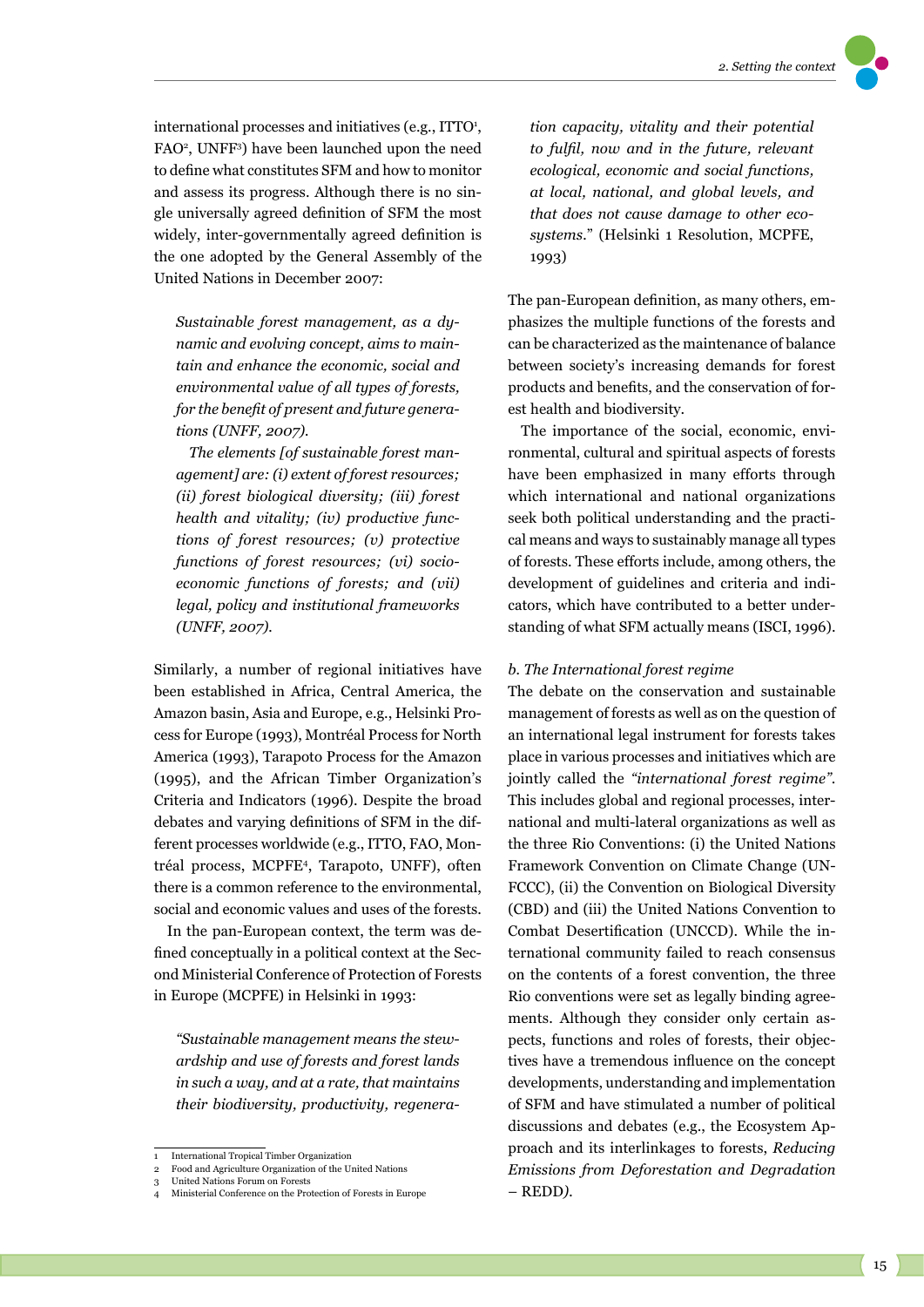international processes and initiatives (e.g., ITTO[1], FAO[2], UNFF[3]) have been launched upon the need to define what constitutes SFM and how to monitor and assess its progress. Although there is no single universally agreed definition of SFM the most widely, inter-governmentally agreed definition is the one adopted by the General Assembly of the United Nations in December 2007:

> *Sustainable forest management, as a dynamic and evolving concept, aims to maintain and enhance the economic, social and environmental value of all types of forests, for the benefit of present and future generations (UNFF, 2007).*
>
> *The elements [of sustainable forest management] are: (i) extent of forest resources; (ii) forest biological diversity; (iii) forest health and vitality; (iv) productive functions of forest resources; (v) protective functions of forest resources; (vi) socio-economic functions of forests; and (vii) legal, policy and institutional frameworks (UNFF, 2007).*

Similarly, a number of regional initiatives have been established in Africa, Central America, the Amazon basin, Asia and Europe, e.g., Helsinki Process for Europe (1993), Montréal Process for North America (1993), Tarapoto Process for the Amazon (1995), and the African Timber Organization's Criteria and Indicators (1996). Despite the broad debates and varying definitions of SFM in the different processes worldwide (e.g., ITTO, FAO, Montréal process, MCPFE[4], Tarapoto, UNFF), often there is a common reference to the environmental, social and economic values and uses of the forests.

In the pan-European context, the term was defined conceptually in a political context at the Second Ministerial Conference of Protection of Forests in Europe (MCPFE) in Helsinki in 1993:

> *"Sustainable management means the stewardship and use of forests and forest lands in such a way, and at a rate, that maintains their biodiversity, productivity, regeneration capacity, vitality and their potential to fulfil, now and in the future, relevant ecological, economic and social functions, at local, national, and global levels, and that does not cause damage to other ecosystems."* (Helsinki 1 Resolution, MCPFE, 1993)

The pan-European definition, as many others, emphasizes the multiple functions of the forests and can be characterized as the maintenance of balance between society's increasing demands for forest products and benefits, and the conservation of forest health and biodiversity.

The importance of the social, economic, environmental, cultural and spiritual aspects of forests have been emphasized in many efforts through which international and national organizations seek both political understanding and the practical means and ways to sustainably manage all types of forests. These efforts include, among others, the development of guidelines and criteria and indicators, which have contributed to a better understanding of what SFM actually means (ISCI, 1996).

*b. The International forest regime*

The debate on the conservation and sustainable management of forests as well as on the question of an international legal instrument for forests takes place in various processes and initiatives which are jointly called the *"international forest regime"*. This includes global and regional processes, international and multi-lateral organizations as well as the three Rio Conventions: (i) the United Nations Framework Convention on Climate Change (UNFCCC), (ii) the Convention on Biological Diversity (CBD) and (iii) the United Nations Convention to Combat Desertification (UNCCD). While the international community failed to reach consensus on the contents of a forest convention, the three Rio conventions were set as legally binding agreements. Although they consider only certain aspects, functions and roles of forests, their objectives have a tremendous influence on the concept developments, understanding and implementation of SFM and have stimulated a number of political discussions and debates (e.g., the Ecosystem Approach and its interlinkages to forests, *Reducing Emissions from Deforestation and Degradation* – REDD*)*.

---

1 International Tropical Timber Organization
2 Food and Agriculture Organization of the United Nations
3 United Nations Forum on Forests
4 Ministerial Conference on the Protection of Forests in Europe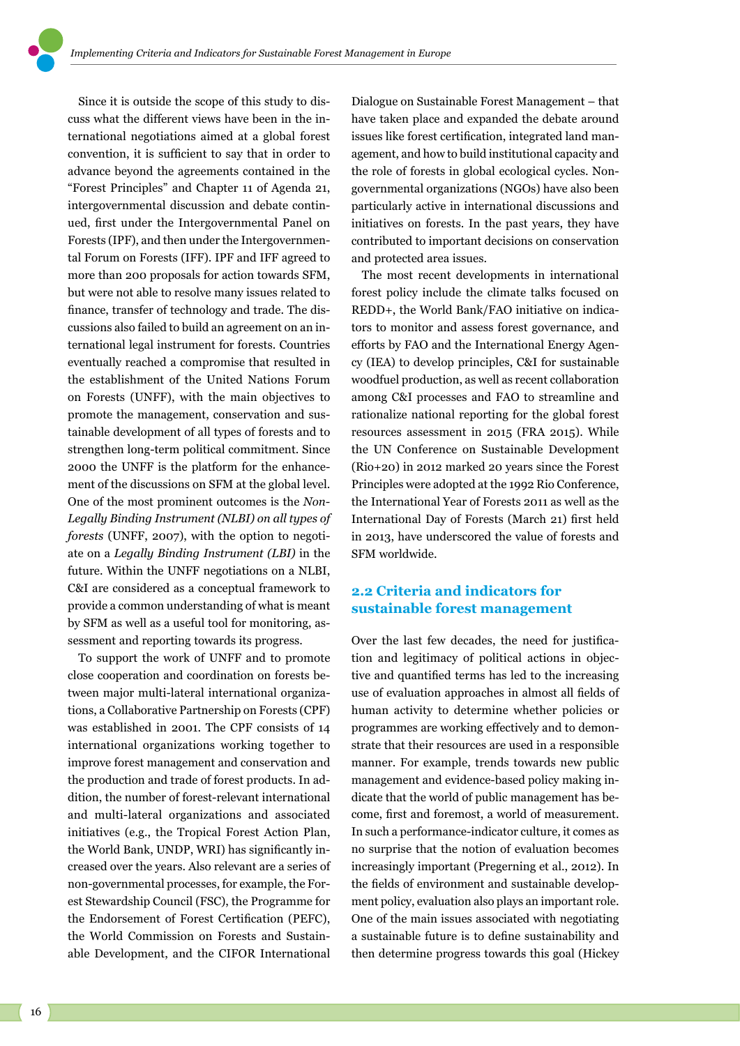Since it is outside the scope of this study to discuss what the different views have been in the international negotiations aimed at a global forest convention, it is sufficient to say that in order to advance beyond the agreements contained in the "Forest Principles" and Chapter 11 of Agenda 21, intergovernmental discussion and debate continued, first under the Intergovernmental Panel on Forests (IPF), and then under the Intergovernmental Forum on Forests (IFF). IPF and IFF agreed to more than 200 proposals for action towards SFM, but were not able to resolve many issues related to finance, transfer of technology and trade. The discussions also failed to build an agreement on an international legal instrument for forests. Countries eventually reached a compromise that resulted in the establishment of the United Nations Forum on Forests (UNFF), with the main objectives to promote the management, conservation and sustainable development of all types of forests and to strengthen long-term political commitment. Since 2000 the UNFF is the platform for the enhancement of the discussions on SFM at the global level. One of the most prominent outcomes is the *Non-Legally Binding Instrument (NLBI) on all types of forests* (UNFF, 2007), with the option to negotiate on a *Legally Binding Instrument (LBI)* in the future. Within the UNFF negotiations on a NLBI, C&I are considered as a conceptual framework to provide a common understanding of what is meant by SFM as well as a useful tool for monitoring, assessment and reporting towards its progress.

To support the work of UNFF and to promote close cooperation and coordination on forests between major multi-lateral international organizations, a Collaborative Partnership on Forests (CPF) was established in 2001. The CPF consists of 14 international organizations working together to improve forest management and conservation and the production and trade of forest products. In addition, the number of forest-relevant international and multi-lateral organizations and associated initiatives (e.g., the Tropical Forest Action Plan, the World Bank, UNDP, WRI) has significantly increased over the years. Also relevant are a series of non-governmental processes, for example, the Forest Stewardship Council (FSC), the Programme for the Endorsement of Forest Certification (PEFC), the World Commission on Forests and Sustainable Development, and the CIFOR International Dialogue on Sustainable Forest Management – that have taken place and expanded the debate around issues like forest certification, integrated land management, and how to build institutional capacity and the role of forests in global ecological cycles. Non-governmental organizations (NGOs) have also been particularly active in international discussions and initiatives on forests. In the past years, they have contributed to important decisions on conservation and protected area issues.

The most recent developments in international forest policy include the climate talks focused on REDD+, the World Bank/FAO initiative on indicators to monitor and assess forest governance, and efforts by FAO and the International Energy Agency (IEA) to develop principles, C&I for sustainable woodfuel production, as well as recent collaboration among C&I processes and FAO to streamline and rationalize national reporting for the global forest resources assessment in 2015 (FRA 2015). While the UN Conference on Sustainable Development (Rio+20) in 2012 marked 20 years since the Forest Principles were adopted at the 1992 Rio Conference, the International Year of Forests 2011 as well as the International Day of Forests (March 21) first held in 2013, have underscored the value of forests and SFM worldwide.

## 2.2 Criteria and indicators for sustainable forest management

Over the last few decades, the need for justification and legitimacy of political actions in objective and quantified terms has led to the increasing use of evaluation approaches in almost all fields of human activity to determine whether policies or programmes are working effectively and to demonstrate that their resources are used in a responsible manner. For example, trends towards new public management and evidence-based policy making indicate that the world of public management has become, first and foremost, a world of measurement. In such a performance-indicator culture, it comes as no surprise that the notion of evaluation becomes increasingly important (Pregerning et al., 2012). In the fields of environment and sustainable development policy, evaluation also plays an important role. One of the main issues associated with negotiating a sustainable future is to define sustainability and then determine progress towards this goal (Hickey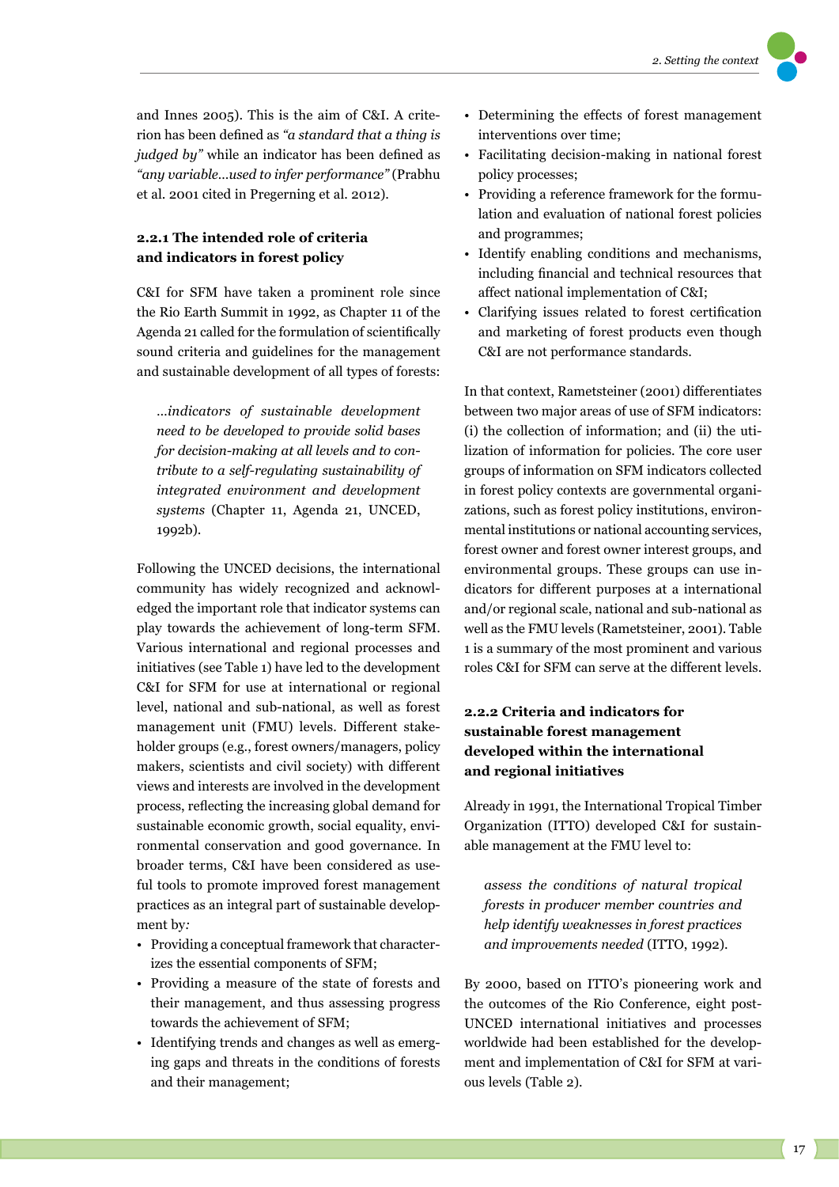and Innes 2005). This is the aim of C&I. A criterion has been defined as *"a standard that a thing is judged by"* while an indicator has been defined as *"any variable…used to infer performance"* (Prabhu et al. 2001 cited in Pregerning et al. 2012).

### 2.2.1 The intended role of criteria and indicators in forest policy

C&I for SFM have taken a prominent role since the Rio Earth Summit in 1992, as Chapter 11 of the Agenda 21 called for the formulation of scientifically sound criteria and guidelines for the management and sustainable development of all types of forests:

> *…indicators of sustainable development need to be developed to provide solid bases for decision-making at all levels and to contribute to a self-regulating sustainability of integrated environment and development systems* (Chapter 11, Agenda 21, UNCED, 1992b).

Following the UNCED decisions, the international community has widely recognized and acknowledged the important role that indicator systems can play towards the achievement of long-term SFM. Various international and regional processes and initiatives (see Table 1) have led to the development C&I for SFM for use at international or regional level, national and sub-national, as well as forest management unit (FMU) levels. Different stakeholder groups (e.g., forest owners/managers, policy makers, scientists and civil society) with different views and interests are involved in the development process, reflecting the increasing global demand for sustainable economic growth, social equality, environmental conservation and good governance. In broader terms, C&I have been considered as useful tools to promote improved forest management practices as an integral part of sustainable development by:

- Providing a conceptual framework that characterizes the essential components of SFM;
- Providing a measure of the state of forests and their management, and thus assessing progress towards the achievement of SFM;
- Identifying trends and changes as well as emerging gaps and threats in the conditions of forests and their management;
- Determining the effects of forest management interventions over time;
- Facilitating decision-making in national forest policy processes;
- Providing a reference framework for the formulation and evaluation of national forest policies and programmes;
- Identify enabling conditions and mechanisms, including financial and technical resources that affect national implementation of C&I;
- Clarifying issues related to forest certification and marketing of forest products even though C&I are not performance standards.

In that context, Rametsteiner (2001) differentiates between two major areas of use of SFM indicators: (i) the collection of information; and (ii) the utilization of information for policies. The core user groups of information on SFM indicators collected in forest policy contexts are governmental organizations, such as forest policy institutions, environmental institutions or national accounting services, forest owner and forest owner interest groups, and environmental groups. These groups can use indicators for different purposes at a international and/or regional scale, national and sub-national as well as the FMU levels (Rametsteiner, 2001). Table 1 is a summary of the most prominent and various roles C&I for SFM can serve at the different levels.

### 2.2.2 Criteria and indicators for sustainable forest management developed within the international and regional initiatives

Already in 1991, the International Tropical Timber Organization (ITTO) developed C&I for sustainable management at the FMU level to:

> *assess the conditions of natural tropical forests in producer member countries and help identify weaknesses in forest practices and improvements needed* (ITTO, 1992).

By 2000, based on ITTO's pioneering work and the outcomes of the Rio Conference, eight post-UNCED international initiatives and processes worldwide had been established for the development and implementation of C&I for SFM at various levels (Table 2).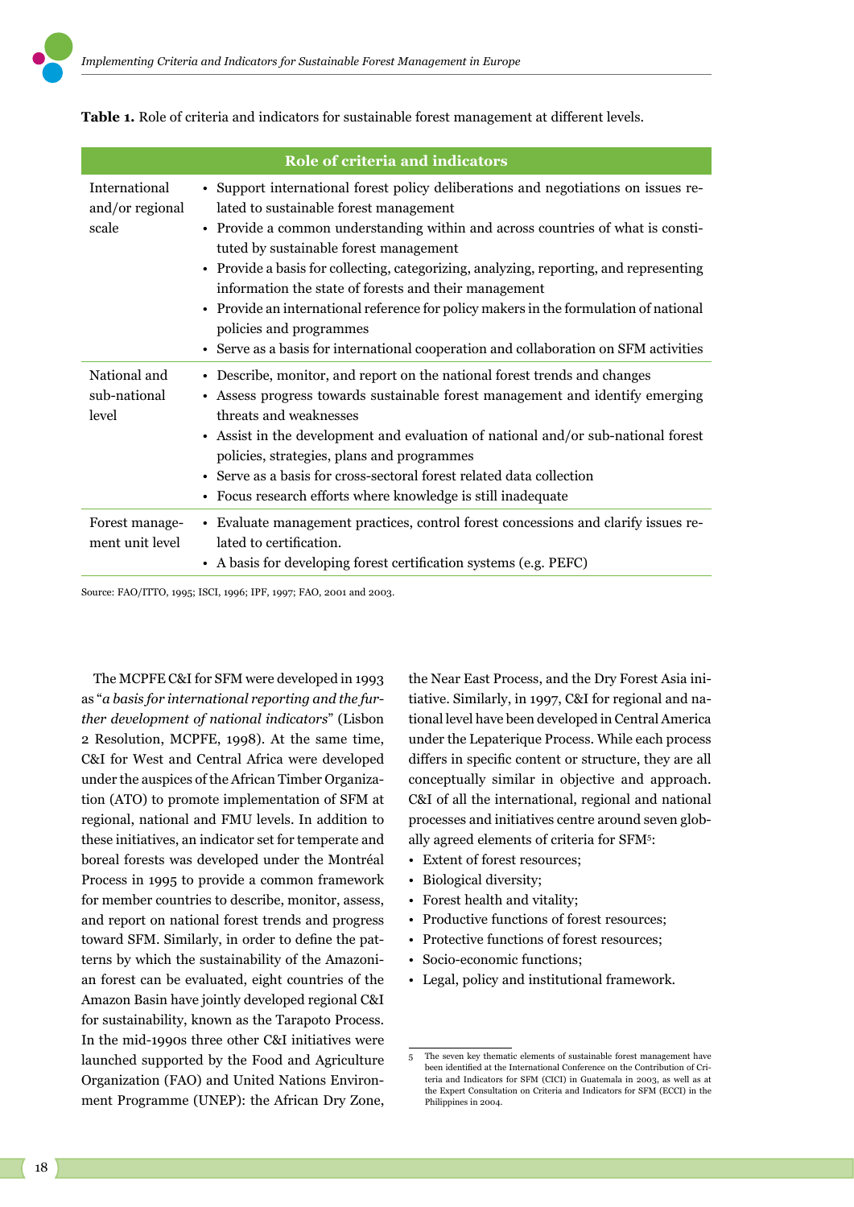**Table 1.** Role of criteria and indicators for sustainable forest management at different levels.

| | Role of criteria and indicators |
|---|---|
| International and/or regional scale | • Support international forest policy deliberations and negotiations on issues related to sustainable forest management<br>• Provide a common understanding within and across countries of what is constituted by sustainable forest management<br>• Provide a basis for collecting, categorizing, analyzing, reporting, and representing information the state of forests and their management<br>• Provide an international reference for policy makers in the formulation of national policies and programmes<br>• Serve as a basis for international cooperation and collaboration on SFM activities |
| National and sub-national level | • Describe, monitor, and report on the national forest trends and changes<br>• Assess progress towards sustainable forest management and identify emerging threats and weaknesses<br>• Assist in the development and evaluation of national and/or sub-national forest policies, strategies, plans and programmes<br>• Serve as a basis for cross-sectoral forest related data collection<br>• Focus research efforts where knowledge is still inadequate |
| Forest management unit level | • Evaluate management practices, control forest concessions and clarify issues related to certification.<br>• A basis for developing forest certification systems (e.g. PEFC) |

Source: FAO/ITTO, 1995; ISCI, 1996; IPF, 1997; FAO, 2001 and 2003.

The MCPFE C&I for SFM were developed in 1993 as "*a basis for international reporting and the further development of national indicators*" (Lisbon 2 Resolution, MCPFE, 1998). At the same time, C&I for West and Central Africa were developed under the auspices of the African Timber Organization (ATO) to promote implementation of SFM at regional, national and FMU levels. In addition to these initiatives, an indicator set for temperate and boreal forests was developed under the Montréal Process in 1995 to provide a common framework for member countries to describe, monitor, assess, and report on national forest trends and progress toward SFM. Similarly, in order to define the patterns by which the sustainability of the Amazonian forest can be evaluated, eight countries of the Amazon Basin have jointly developed regional C&I for sustainability, known as the Tarapoto Process. In the mid-1990s three other C&I initiatives were launched supported by the Food and Agriculture Organization (FAO) and United Nations Environment Programme (UNEP): the African Dry Zone, the Near East Process, and the Dry Forest Asia initiative. Similarly, in 1997, C&I for regional and national level have been developed in Central America under the Lepaterique Process. While each process differs in specific content or structure, they are all conceptually similar in objective and approach. C&I of all the international, regional and national processes and initiatives centre around seven globally agreed elements of criteria for SFM[5]:

- Extent of forest resources;
- Biological diversity;
- Forest health and vitality;
- Productive functions of forest resources;
- Protective functions of forest resources;
- Socio-economic functions;
- Legal, policy and institutional framework.

[5] The seven key thematic elements of sustainable forest management have been identified at the International Conference on the Contribution of Criteria and Indicators for SFM (CICI) in Guatemala in 2003, as well as at the Expert Consultation on Criteria and Indicators for SFM (ECCI) in the Philippines in 2004.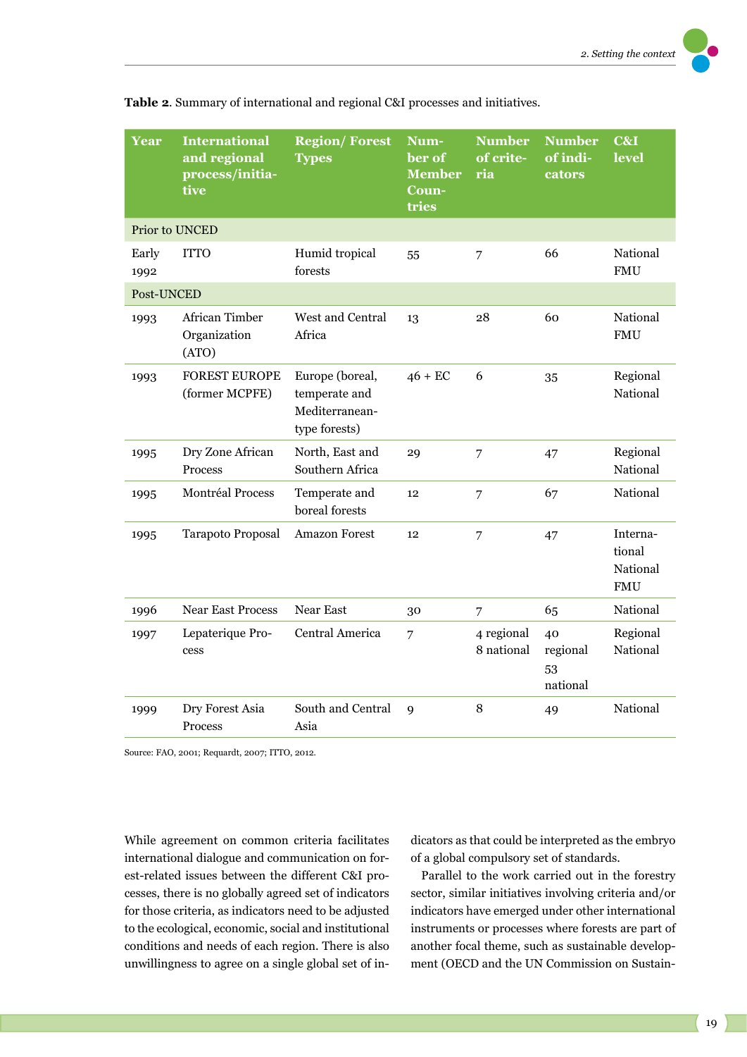**Table 2**. Summary of international and regional C&I processes and initiatives.

| Year | International and regional process/initiative | Region/ Forest Types | Number of Member Countries | Number of criteria | Number of indicators | C&I level |
|---|---|---|---|---|---|---|
| Prior to UNCED | | | | | | |
| Early 1992 | ITTO | Humid tropical forests | 55 | 7 | 66 | National FMU |
| Post-UNCED | | | | | | |
| 1993 | African Timber Organization (ATO) | West and Central Africa | 13 | 28 | 60 | National FMU |
| 1993 | FOREST EUROPE (former MCPFE) | Europe (boreal, temperate and Mediterranean-type forests) | 46 + EC | 6 | 35 | Regional National |
| 1995 | Dry Zone African Process | North, East and Southern Africa | 29 | 7 | 47 | Regional National |
| 1995 | Montréal Process | Temperate and boreal forests | 12 | 7 | 67 | National |
| 1995 | Tarapoto Proposal | Amazon Forest | 12 | 7 | 47 | International National FMU |
| 1996 | Near East Process | Near East | 30 | 7 | 65 | National |
| 1997 | Lepaterique Process | Central America | 7 | 4 regional 8 national | 40 regional 53 national | Regional National |
| 1999 | Dry Forest Asia Process | South and Central Asia | 9 | 8 | 49 | National |

Source: FAO, 2001; Requardt, 2007; ITTO, 2012.

While agreement on common criteria facilitates international dialogue and communication on forest-related issues between the different C&I processes, there is no globally agreed set of indicators for those criteria, as indicators need to be adjusted to the ecological, economic, social and institutional conditions and needs of each region. There is also unwillingness to agree on a single global set of indicators as that could be interpreted as the embryo of a global compulsory set of standards.

Parallel to the work carried out in the forestry sector, similar initiatives involving criteria and/or indicators have emerged under other international instruments or processes where forests are part of another focal theme, such as sustainable development (OECD and the UN Commission on Sustain-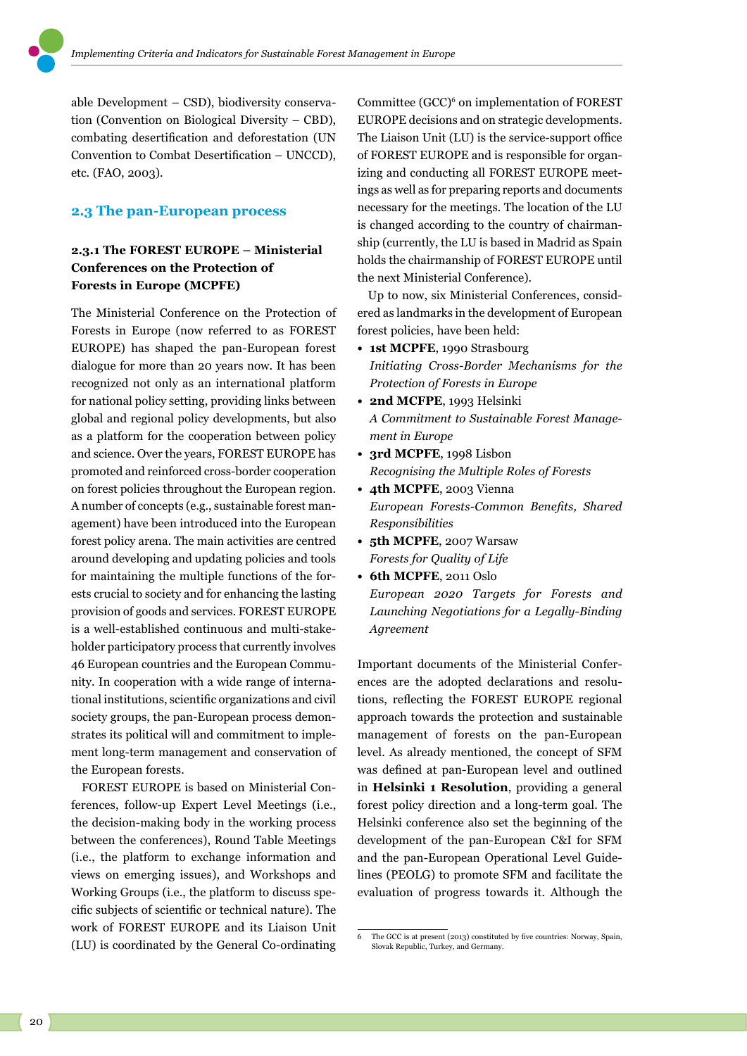able Development – CSD), biodiversity conservation (Convention on Biological Diversity – CBD), combating desertification and deforestation (UN Convention to Combat Desertification – UNCCD), etc. (FAO, 2003).

## 2.3 The pan-European process

### 2.3.1 The FOREST EUROPE – Ministerial Conferences on the Protection of Forests in Europe (MCPFE)

The Ministerial Conference on the Protection of Forests in Europe (now referred to as FOREST EUROPE) has shaped the pan-European forest dialogue for more than 20 years now. It has been recognized not only as an international platform for national policy setting, providing links between global and regional policy developments, but also as a platform for the cooperation between policy and science. Over the years, FOREST EUROPE has promoted and reinforced cross-border cooperation on forest policies throughout the European region. A number of concepts (e.g., sustainable forest management) have been introduced into the European forest policy arena. The main activities are centred around developing and updating policies and tools for maintaining the multiple functions of the forests crucial to society and for enhancing the lasting provision of goods and services. FOREST EUROPE is a well-established continuous and multi-stakeholder participatory process that currently involves 46 European countries and the European Community. In cooperation with a wide range of international institutions, scientific organizations and civil society groups, the pan-European process demonstrates its political will and commitment to implement long-term management and conservation of the European forests.

FOREST EUROPE is based on Ministerial Conferences, follow-up Expert Level Meetings (i.e., the decision-making body in the working process between the conferences), Round Table Meetings (i.e., the platform to exchange information and views on emerging issues), and Workshops and Working Groups (i.e., the platform to discuss specific subjects of scientific or technical nature). The work of FOREST EUROPE and its Liaison Unit (LU) is coordinated by the General Co-ordinating Committee (GCC)[6] on implementation of FOREST EUROPE decisions and on strategic developments. The Liaison Unit (LU) is the service-support office of FOREST EUROPE and is responsible for organizing and conducting all FOREST EUROPE meetings as well as for preparing reports and documents necessary for the meetings. The location of the LU is changed according to the country of chairmanship (currently, the LU is based in Madrid as Spain holds the chairmanship of FOREST EUROPE until the next Ministerial Conference).

Up to now, six Ministerial Conferences, considered as landmarks in the development of European forest policies, have been held:

- **1st MCPFE**, 1990 Strasbourg
  *Initiating Cross-Border Mechanisms for the Protection of Forests in Europe*
- **2nd MCFPE**, 1993 Helsinki
  *A Commitment to Sustainable Forest Management in Europe*
- **3rd MCPFE**, 1998 Lisbon
  *Recognising the Multiple Roles of Forests*
- **4th MCPFE**, 2003 Vienna
  *European Forests-Common Benefits, Shared Responsibilities*
- **5th MCPFE**, 2007 Warsaw
  *Forests for Quality of Life*
- **6th MCPFE**, 2011 Oslo
  *European 2020 Targets for Forests and Launching Negotiations for a Legally-Binding Agreement*

Important documents of the Ministerial Conferences are the adopted declarations and resolutions, reflecting the FOREST EUROPE regional approach towards the protection and sustainable management of forests on the pan-European level. As already mentioned, the concept of SFM was defined at pan-European level and outlined in **Helsinki 1 Resolution**, providing a general forest policy direction and a long-term goal. The Helsinki conference also set the beginning of the development of the pan-European C&I for SFM and the pan-European Operational Level Guidelines (PEOLG) to promote SFM and facilitate the evaluation of progress towards it. Although the

---

6 The GCC is at present (2013) constituted by five countries: Norway, Spain, Slovak Republic, Turkey, and Germany.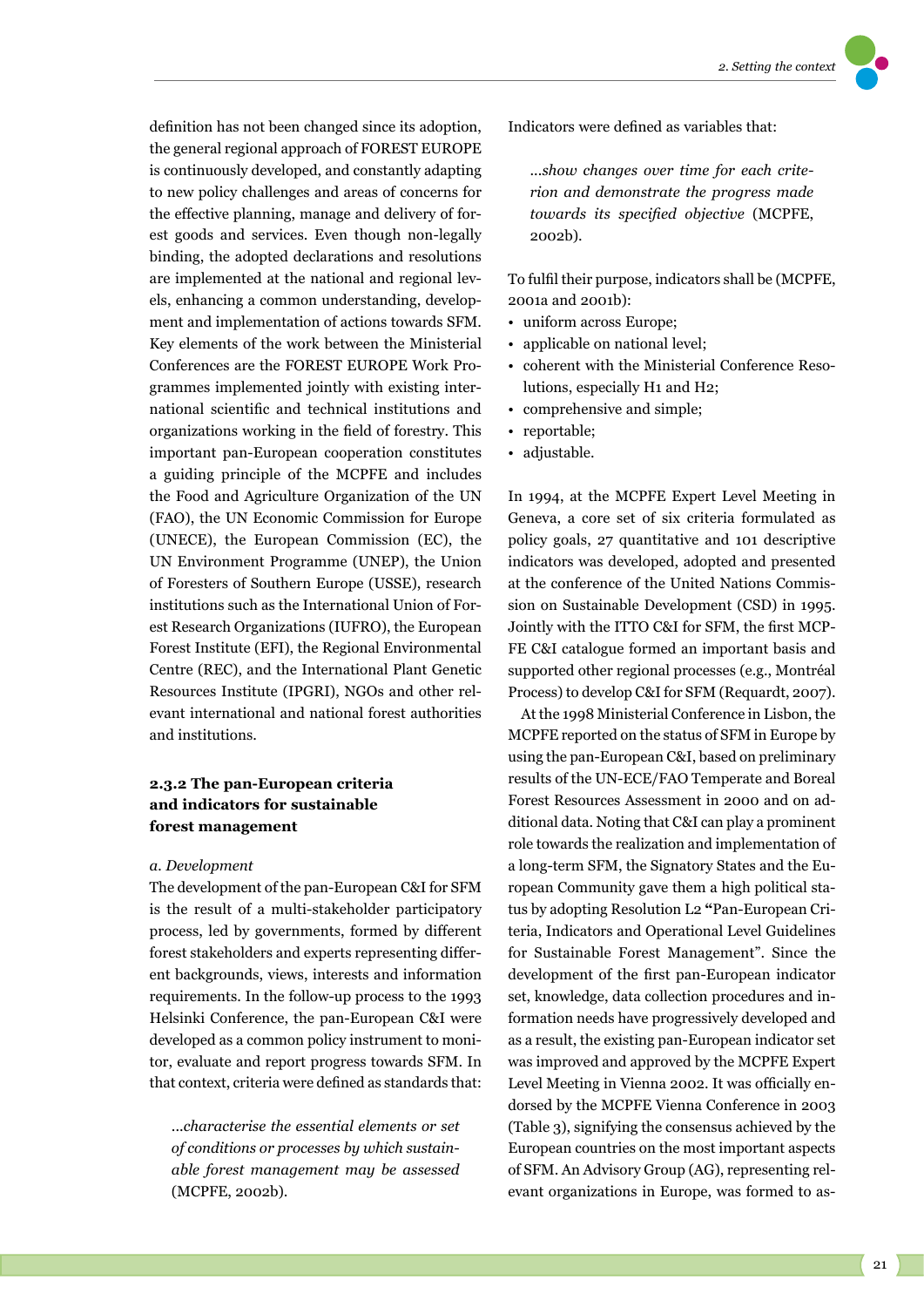definition has not been changed since its adoption, the general regional approach of FOREST EUROPE is continuously developed, and constantly adapting to new policy challenges and areas of concerns for the effective planning, manage and delivery of forest goods and services. Even though non-legally binding, the adopted declarations and resolutions are implemented at the national and regional levels, enhancing a common understanding, development and implementation of actions towards SFM. Key elements of the work between the Ministerial Conferences are the FOREST EUROPE Work Programmes implemented jointly with existing international scientific and technical institutions and organizations working in the field of forestry. This important pan-European cooperation constitutes a guiding principle of the MCPFE and includes the Food and Agriculture Organization of the UN (FAO), the UN Economic Commission for Europe (UNECE), the European Commission (EC), the UN Environment Programme (UNEP), the Union of Foresters of Southern Europe (USSE), research institutions such as the International Union of Forest Research Organizations (IUFRO), the European Forest Institute (EFI), the Regional Environmental Centre (REC), and the International Plant Genetic Resources Institute (IPGRI), NGOs and other relevant international and national forest authorities and institutions.

### 2.3.2 The pan-European criteria and indicators for sustainable forest management

*a. Development*

The development of the pan-European C&I for SFM is the result of a multi-stakeholder participatory process, led by governments, formed by different forest stakeholders and experts representing different backgrounds, views, interests and information requirements. In the follow-up process to the 1993 Helsinki Conference, the pan-European C&I were developed as a common policy instrument to monitor, evaluate and report progress towards SFM. In that context, criteria were defined as standards that:

> *...characterise the essential elements or set of conditions or processes by which sustainable forest management may be assessed* (MCPFE, 2002b).

Indicators were defined as variables that:

> *...show changes over time for each criterion and demonstrate the progress made towards its specified objective* (MCPFE, 2002b).

To fulfil their purpose, indicators shall be (MCPFE, 2001a and 2001b):

- uniform across Europe;
- applicable on national level;
- coherent with the Ministerial Conference Resolutions, especially H1 and H2;
- comprehensive and simple;
- reportable;
- adjustable.

In 1994, at the MCPFE Expert Level Meeting in Geneva, a core set of six criteria formulated as policy goals, 27 quantitative and 101 descriptive indicators was developed, adopted and presented at the conference of the United Nations Commission on Sustainable Development (CSD) in 1995. Jointly with the ITTO C&I for SFM, the first MCPFE C&I catalogue formed an important basis and supported other regional processes (e.g., Montréal Process) to develop C&I for SFM (Requardt, 2007).

At the 1998 Ministerial Conference in Lisbon, the MCPFE reported on the status of SFM in Europe by using the pan-European C&I, based on preliminary results of the UN-ECE/FAO Temperate and Boreal Forest Resources Assessment in 2000 and on additional data. Noting that C&I can play a prominent role towards the realization and implementation of a long-term SFM, the Signatory States and the European Community gave them a high political status by adopting Resolution L2 **"**Pan-European Criteria, Indicators and Operational Level Guidelines for Sustainable Forest Management". Since the development of the first pan-European indicator set, knowledge, data collection procedures and information needs have progressively developed and as a result, the existing pan-European indicator set was improved and approved by the MCPFE Expert Level Meeting in Vienna 2002. It was officially endorsed by the MCPFE Vienna Conference in 2003 (Table 3), signifying the consensus achieved by the European countries on the most important aspects of SFM. An Advisory Group (AG), representing relevant organizations in Europe, was formed to as-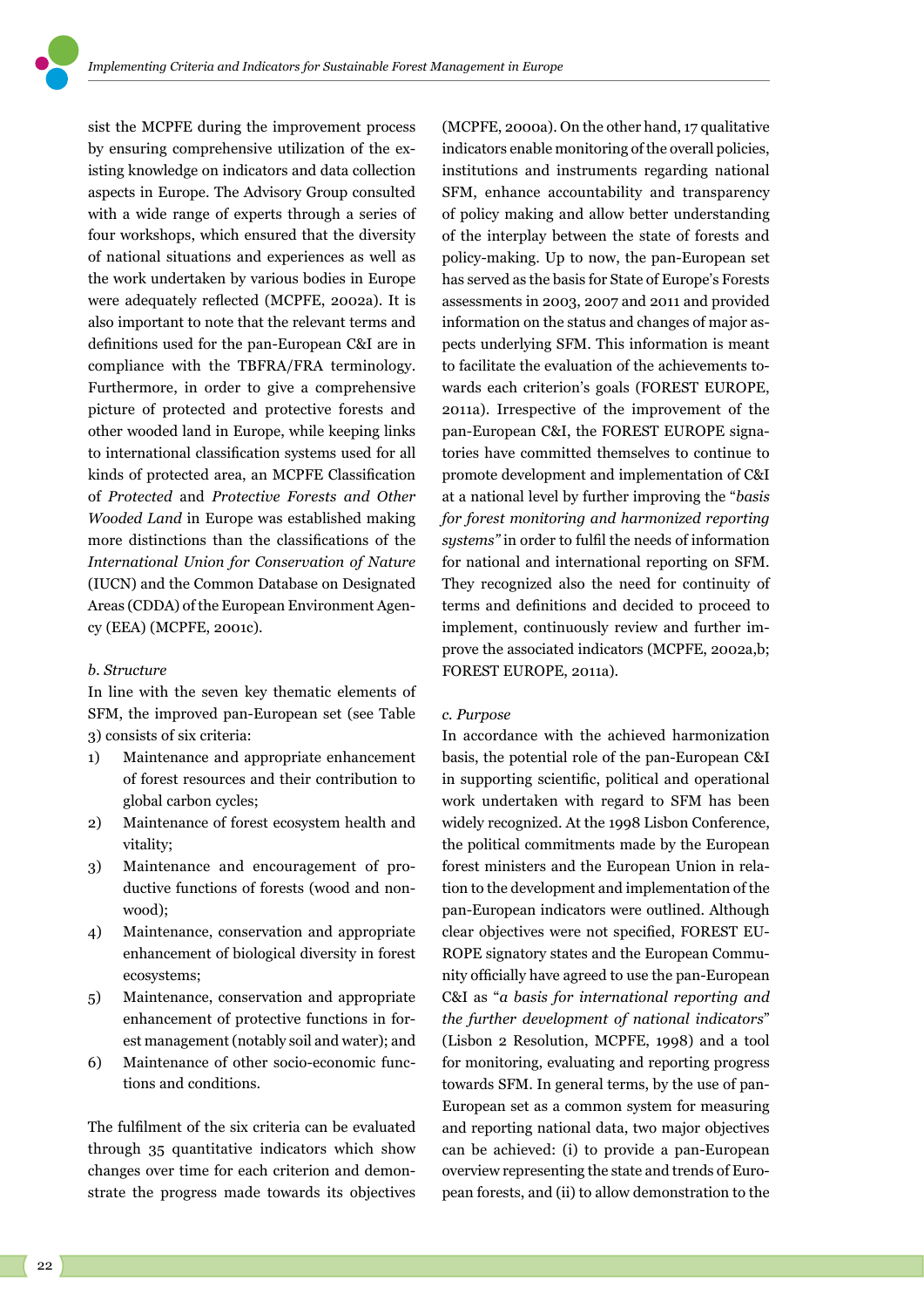sist the MCPFE during the improvement process by ensuring comprehensive utilization of the existing knowledge on indicators and data collection aspects in Europe. The Advisory Group consulted with a wide range of experts through a series of four workshops, which ensured that the diversity of national situations and experiences as well as the work undertaken by various bodies in Europe were adequately reflected (MCPFE, 2002a). It is also important to note that the relevant terms and definitions used for the pan-European C&I are in compliance with the TBFRA/FRA terminology. Furthermore, in order to give a comprehensive picture of protected and protective forests and other wooded land in Europe, while keeping links to international classification systems used for all kinds of protected area, an MCPFE Classification of *Protected* and *Protective Forests and Other Wooded Land* in Europe was established making more distinctions than the classifications of the *International Union for Conservation of Nature* (IUCN) and the Common Database on Designated Areas (CDDA) of the European Environment Agency (EEA) (MCPFE, 2001c).

*b. Structure*

In line with the seven key thematic elements of SFM, the improved pan-European set (see Table 3) consists of six criteria:

1) Maintenance and appropriate enhancement of forest resources and their contribution to global carbon cycles;
2) Maintenance of forest ecosystem health and vitality;
3) Maintenance and encouragement of productive functions of forests (wood and non-wood);
4) Maintenance, conservation and appropriate enhancement of biological diversity in forest ecosystems;
5) Maintenance, conservation and appropriate enhancement of protective functions in forest management (notably soil and water); and
6) Maintenance of other socio-economic functions and conditions.

The fulfilment of the six criteria can be evaluated through 35 quantitative indicators which show changes over time for each criterion and demonstrate the progress made towards its objectives (MCPFE, 2000a). On the other hand, 17 qualitative indicators enable monitoring of the overall policies, institutions and instruments regarding national SFM, enhance accountability and transparency of policy making and allow better understanding of the interplay between the state of forests and policy-making. Up to now, the pan-European set has served as the basis for State of Europe's Forests assessments in 2003, 2007 and 2011 and provided information on the status and changes of major aspects underlying SFM. This information is meant to facilitate the evaluation of the achievements towards each criterion's goals (FOREST EUROPE, 2011a). Irrespective of the improvement of the pan-European C&I, the FOREST EUROPE signatories have committed themselves to continue to promote development and implementation of C&I at a national level by further improving the "*basis for forest monitoring and harmonized reporting systems*" in order to fulfil the needs of information for national and international reporting on SFM. They recognized also the need for continuity of terms and definitions and decided to proceed to implement, continuously review and further improve the associated indicators (MCPFE, 2002a,b; FOREST EUROPE, 2011a).

*c. Purpose*

In accordance with the achieved harmonization basis, the potential role of the pan-European C&I in supporting scientific, political and operational work undertaken with regard to SFM has been widely recognized. At the 1998 Lisbon Conference, the political commitments made by the European forest ministers and the European Union in relation to the development and implementation of the pan-European indicators were outlined. Although clear objectives were not specified, FOREST EUROPE signatory states and the European Community officially have agreed to use the pan-European C&I as "*a basis for international reporting and the further development of national indicators*" (Lisbon 2 Resolution, MCPFE, 1998) and a tool for monitoring, evaluating and reporting progress towards SFM. In general terms, by the use of pan-European set as a common system for measuring and reporting national data, two major objectives can be achieved: (i) to provide a pan-European overview representing the state and trends of European forests, and (ii) to allow demonstration to the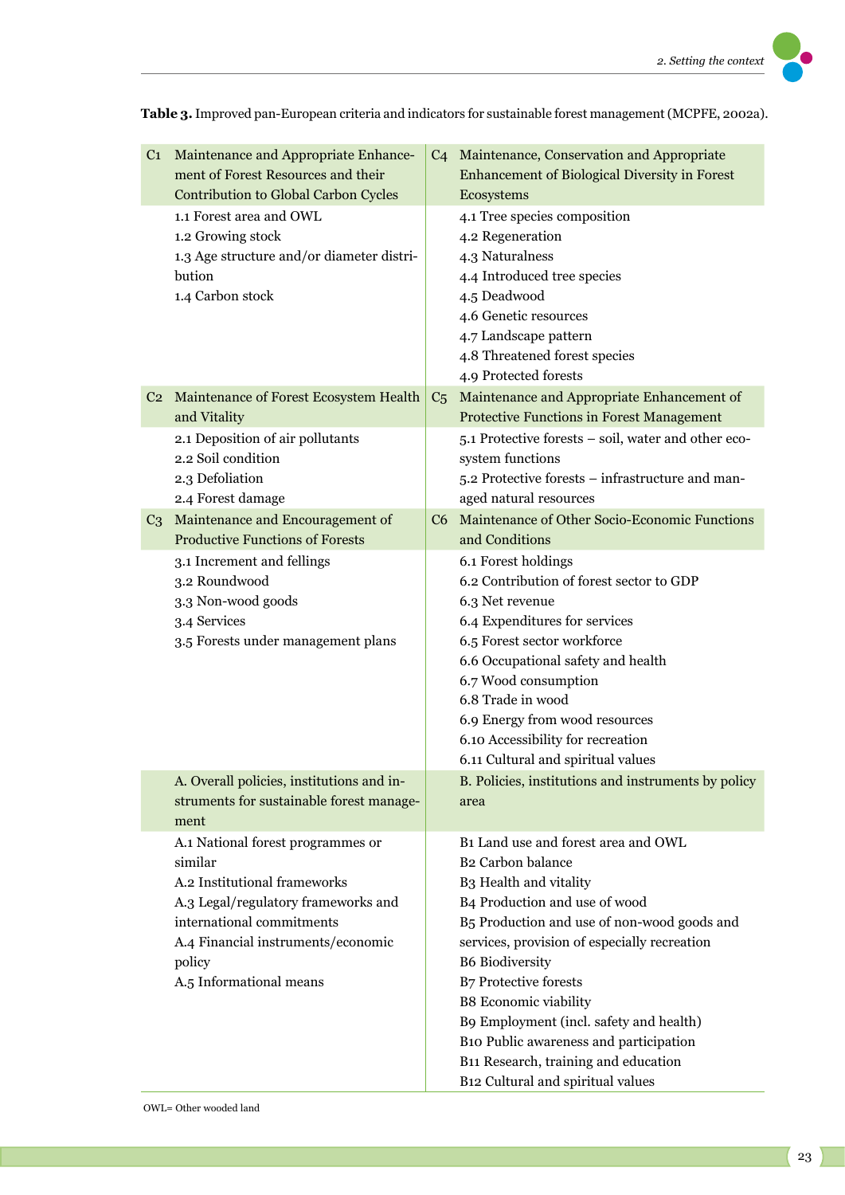**Table 3.** Improved pan-European criteria and indicators for sustainable forest management (MCPFE, 2002a).

| | | | |
|---|---|---|---|
| C1 | Maintenance and Appropriate Enhancement of Forest Resources and their Contribution to Global Carbon Cycles | C4 | Maintenance, Conservation and Appropriate Enhancement of Biological Diversity in Forest Ecosystems |
| | 1.1 Forest area and OWL<br>1.2 Growing stock<br>1.3 Age structure and/or diameter distribution<br>1.4 Carbon stock | | 4.1 Tree species composition<br>4.2 Regeneration<br>4.3 Naturalness<br>4.4 Introduced tree species<br>4.5 Deadwood<br>4.6 Genetic resources<br>4.7 Landscape pattern<br>4.8 Threatened forest species<br>4.9 Protected forests |
| C2 | Maintenance of Forest Ecosystem Health and Vitality | C5 | Maintenance and Appropriate Enhancement of Protective Functions in Forest Management |
| | 2.1 Deposition of air pollutants<br>2.2 Soil condition<br>2.3 Defoliation<br>2.4 Forest damage | | 5.1 Protective forests – soil, water and other ecosystem functions<br>5.2 Protective forests – infrastructure and managed natural resources |
| C3 | Maintenance and Encouragement of Productive Functions of Forests | C6 | Maintenance of Other Socio-Economic Functions and Conditions |
| | 3.1 Increment and fellings<br>3.2 Roundwood<br>3.3 Non-wood goods<br>3.4 Services<br>3.5 Forests under management plans | | 6.1 Forest holdings<br>6.2 Contribution of forest sector to GDP<br>6.3 Net revenue<br>6.4 Expenditures for services<br>6.5 Forest sector workforce<br>6.6 Occupational safety and health<br>6.7 Wood consumption<br>6.8 Trade in wood<br>6.9 Energy from wood resources<br>6.10 Accessibility for recreation<br>6.11 Cultural and spiritual values |
| | A. Overall policies, institutions and instruments for sustainable forest management | | B. Policies, institutions and instruments by policy area |
| | A.1 National forest programmes or similar<br>A.2 Institutional frameworks<br>A.3 Legal/regulatory frameworks and international commitments<br>A.4 Financial instruments/economic policy<br>A.5 Informational means | | B1 Land use and forest area and OWL<br>B2 Carbon balance<br>B3 Health and vitality<br>B4 Production and use of wood<br>B5 Production and use of non-wood goods and services, provision of especially recreation<br>B6 Biodiversity<br>B7 Protective forests<br>B8 Economic viability<br>B9 Employment (incl. safety and health)<br>B10 Public awareness and participation<br>B11 Research, training and education<br>B12 Cultural and spiritual values |

OWL= Other wooded land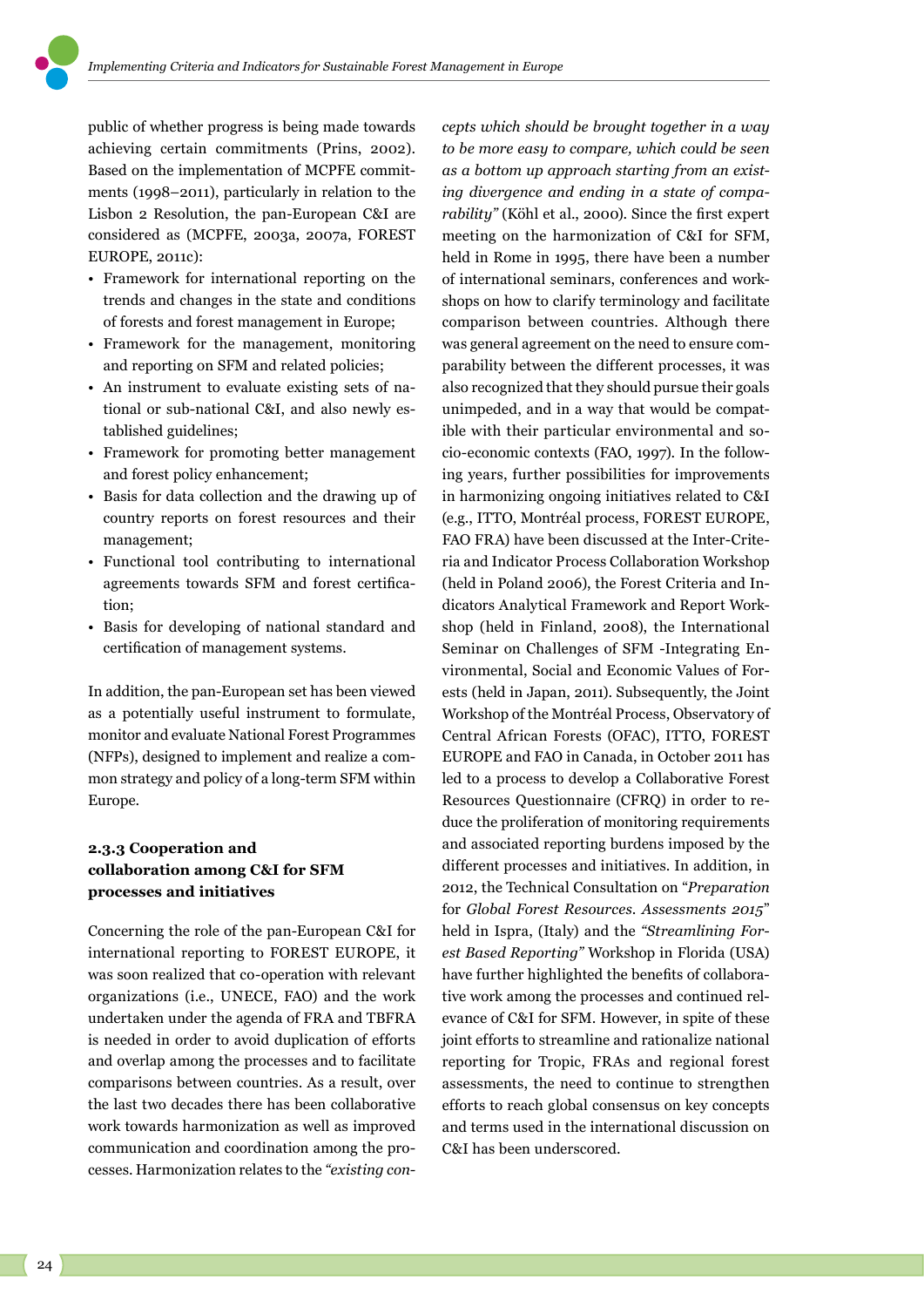public of whether progress is being made towards achieving certain commitments (Prins, 2002). Based on the implementation of MCPFE commitments (1998–2011), particularly in relation to the Lisbon 2 Resolution, the pan-European C&I are considered as (MCPFE, 2003a, 2007a, FOREST EUROPE, 2011c):

- Framework for international reporting on the trends and changes in the state and conditions of forests and forest management in Europe;
- Framework for the management, monitoring and reporting on SFM and related policies;
- An instrument to evaluate existing sets of national or sub-national C&I, and also newly established guidelines;
- Framework for promoting better management and forest policy enhancement;
- Basis for data collection and the drawing up of country reports on forest resources and their management;
- Functional tool contributing to international agreements towards SFM and forest certification;
- Basis for developing of national standard and certification of management systems.

In addition, the pan-European set has been viewed as a potentially useful instrument to formulate, monitor and evaluate National Forest Programmes (NFPs), designed to implement and realize a common strategy and policy of a long-term SFM within Europe.

### 2.3.3 Cooperation and collaboration among C&I for SFM processes and initiatives

Concerning the role of the pan-European C&I for international reporting to FOREST EUROPE, it was soon realized that co-operation with relevant organizations (i.e., UNECE, FAO) and the work undertaken under the agenda of FRA and TBFRA is needed in order to avoid duplication of efforts and overlap among the processes and to facilitate comparisons between countries. As a result, over the last two decades there has been collaborative work towards harmonization as well as improved communication and coordination among the processes. Harmonization relates to the *"existing concepts which should be brought together in a way to be more easy to compare, which could be seen as a bottom up approach starting from an existing divergence and ending in a state of comparability"* (Köhl et al., 2000). Since the first expert meeting on the harmonization of C&I for SFM, held in Rome in 1995, there have been a number of international seminars, conferences and workshops on how to clarify terminology and facilitate comparison between countries. Although there was general agreement on the need to ensure comparability between the different processes, it was also recognized that they should pursue their goals unimpeded, and in a way that would be compatible with their particular environmental and socio-economic contexts (FAO, 1997). In the following years, further possibilities for improvements in harmonizing ongoing initiatives related to C&I (e.g., ITTO, Montréal process, FOREST EUROPE, FAO FRA) have been discussed at the Inter-Criteria and Indicator Process Collaboration Workshop (held in Poland 2006), the Forest Criteria and Indicators Analytical Framework and Report Workshop (held in Finland, 2008), the International Seminar on Challenges of SFM -Integrating Environmental, Social and Economic Values of Forests (held in Japan, 2011). Subsequently, the Joint Workshop of the Montréal Process, Observatory of Central African Forests (OFAC), ITTO, FOREST EUROPE and FAO in Canada, in October 2011 has led to a process to develop a Collaborative Forest Resources Questionnaire (CFRQ) in order to reduce the proliferation of monitoring requirements and associated reporting burdens imposed by the different processes and initiatives. In addition, in 2012, the Technical Consultation on "*Preparation* for *Global Forest Resources. Assessments 2015*" held in Ispra, (Italy) and the *"Streamlining Forest Based Reporting"* Workshop in Florida (USA) have further highlighted the benefits of collaborative work among the processes and continued relevance of C&I for SFM. However, in spite of these joint efforts to streamline and rationalize national reporting for Tropic, FRAs and regional forest assessments, the need to continue to strengthen efforts to reach global consensus on key concepts and terms used in the international discussion on C&I has been underscored.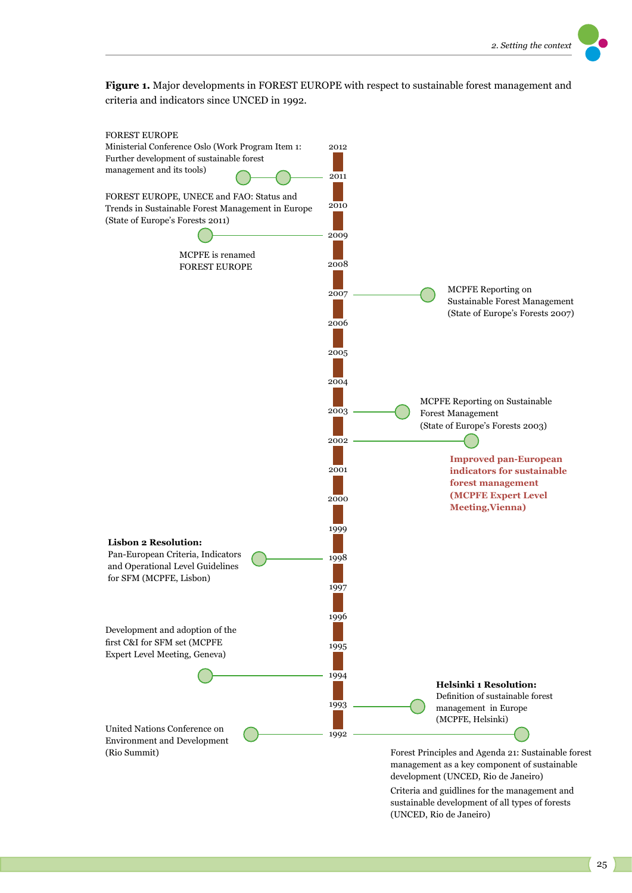**Figure 1.** Major developments in FOREST EUROPE with respect to sustainable forest management and criteria and indicators since UNCED in 1992.

2012

FOREST EUROPE
Ministerial Conference Oslo (Work Program Item 1: Further development of sustainable forest management and its tools)

2011

FOREST EUROPE, UNECE and FAO: Status and Trends in Sustainable Forest Management in Europe (State of Europe's Forests 2011)

2010

2009

MCPFE is renamed FOREST EUROPE

2008

2007

MCPFE Reporting on Sustainable Forest Management (State of Europe's Forests 2007)

2006

2005

2004

2003

MCPFE Reporting on Sustainable Forest Management (State of Europe's Forests 2003)

2002

**Improved pan-European indicators for sustainable forest management (MCPFE Expert Level Meeting,Vienna)**

2001

2000

1999

**Lisbon 2 Resolution:**
Pan-European Criteria, Indicators and Operational Level Guidelines for SFM (MCPFE, Lisbon)

1998

1997

1996

Development and adoption of the first C&I for SFM set (MCPFE Expert Level Meeting, Geneva)

1995

1994

**Helsinki 1 Resolution:**
Definition of sustainable forest management in Europe (MCPFE, Helsinki)

1993

United Nations Conference on Environment and Development (Rio Summit)

1992

Forest Principles and Agenda 21: Sustainable forest management as a key component of sustainable development (UNCED, Rio de Janeiro)

Criteria and guidlines for the management and sustainable development of all types of forests (UNCED, Rio de Janeiro)